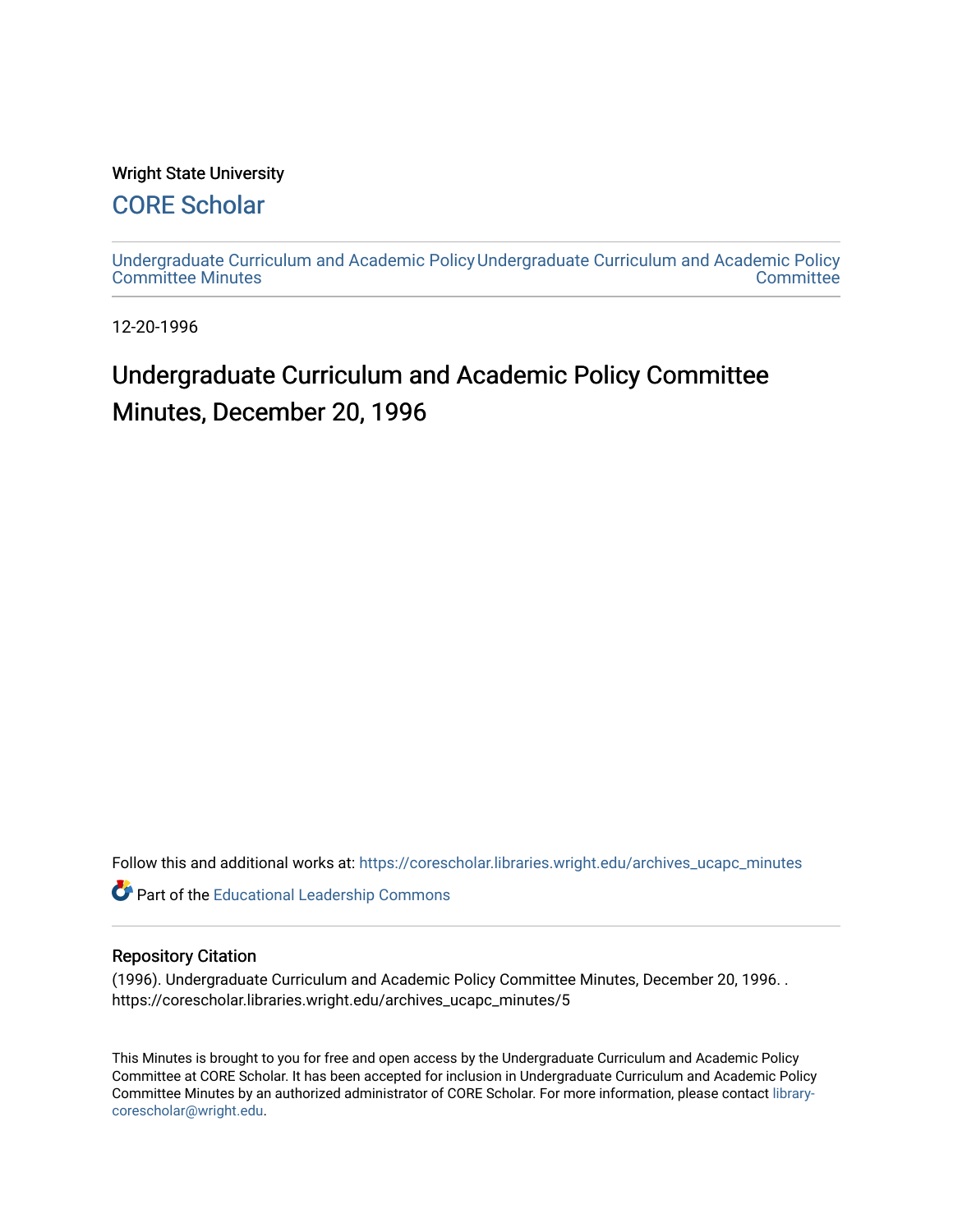Wright State University

# CORE Scholar

Undergraduate Curriculum and Academic Policy Committee Minutes

Undergraduate Curriculum and Academic Policy Committee

12-20-1996

# Undergraduate Curriculum and Academic Policy Committee Minutes, December 20, 1996

Follow this and additional works at: https://corescholar.libraries.wright.edu/archives_ucapc_minutes

Part of the Educational Leadership Commons

## Repository Citation

(1996). Undergraduate Curriculum and Academic Policy Committee Minutes, December 20, 1996. . https://corescholar.libraries.wright.edu/archives_ucapc_minutes/5

This Minutes is brought to you for free and open access by the Undergraduate Curriculum and Academic Policy Committee at CORE Scholar. It has been accepted for inclusion in Undergraduate Curriculum and Academic Policy Committee Minutes by an authorized administrator of CORE Scholar. For more information, please contact library-corescholar@wright.edu.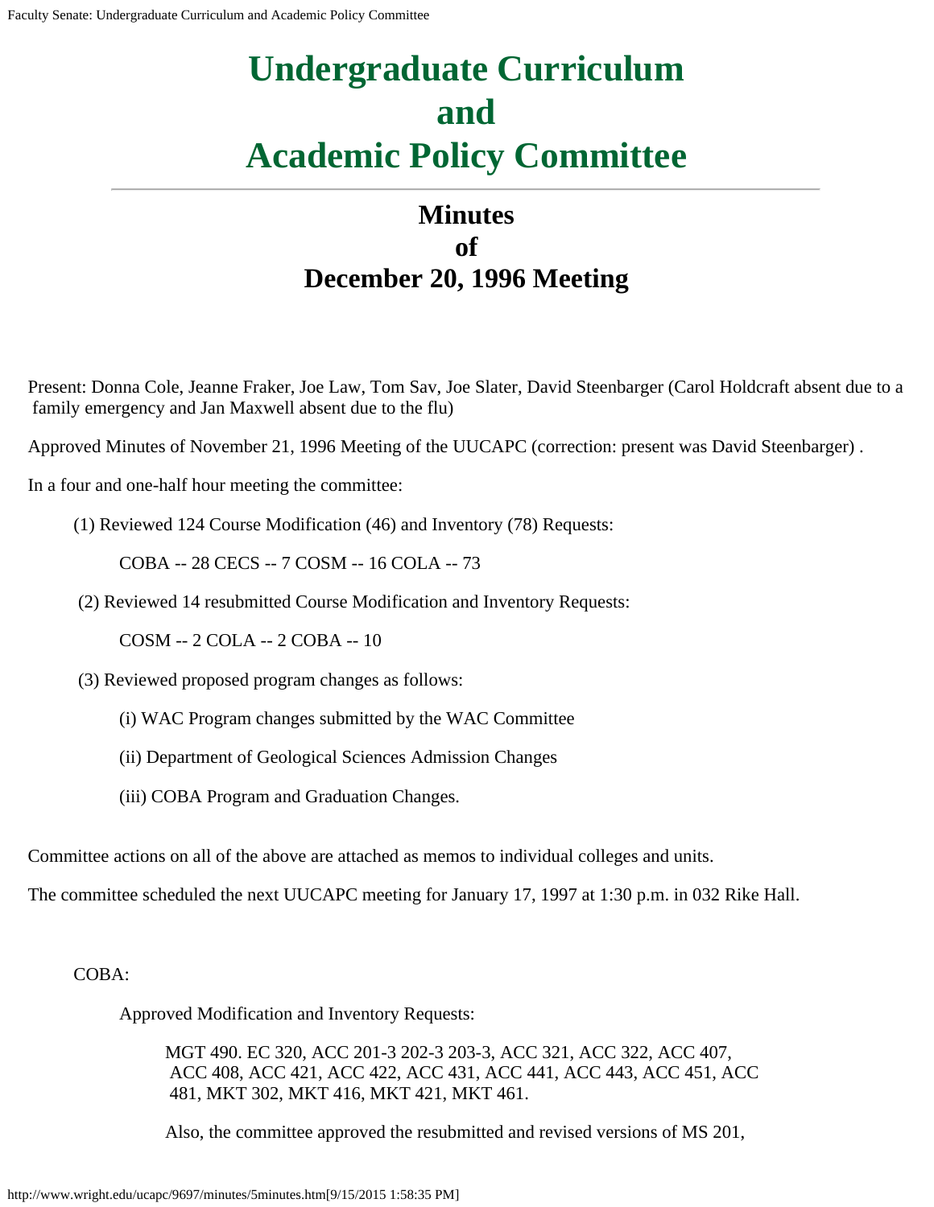# Undergraduate Curriculum and Academic Policy Committee

## Minutes of December 20, 1996 Meeting

Present: Donna Cole, Jeanne Fraker, Joe Law, Tom Sav, Joe Slater, David Steenbarger (Carol Holdcraft absent due to a family emergency and Jan Maxwell absent due to the flu)

Approved Minutes of November 21, 1996 Meeting of the UUCAPC (correction: present was David Steenbarger) .

In a four and one-half hour meeting the committee:

(1) Reviewed 124 Course Modification (46) and Inventory (78) Requests:

COBA -- 28 CECS -- 7 COSM -- 16 COLA -- 73

(2) Reviewed 14 resubmitted Course Modification and Inventory Requests:

COSM -- 2 COLA -- 2 COBA -- 10

(3) Reviewed proposed program changes as follows:

(i) WAC Program changes submitted by the WAC Committee

(ii) Department of Geological Sciences Admission Changes

(iii) COBA Program and Graduation Changes.

Committee actions on all of the above are attached as memos to individual colleges and units.

The committee scheduled the next UUCAPC meeting for January 17, 1997 at 1:30 p.m. in 032 Rike Hall.

COBA:

Approved Modification and Inventory Requests:

MGT 490. EC 320, ACC 201-3 202-3 203-3, ACC 321, ACC 322, ACC 407, ACC 408, ACC 421, ACC 422, ACC 431, ACC 441, ACC 443, ACC 451, ACC 481, MKT 302, MKT 416, MKT 421, MKT 461.

Also, the committee approved the resubmitted and revised versions of MS 201,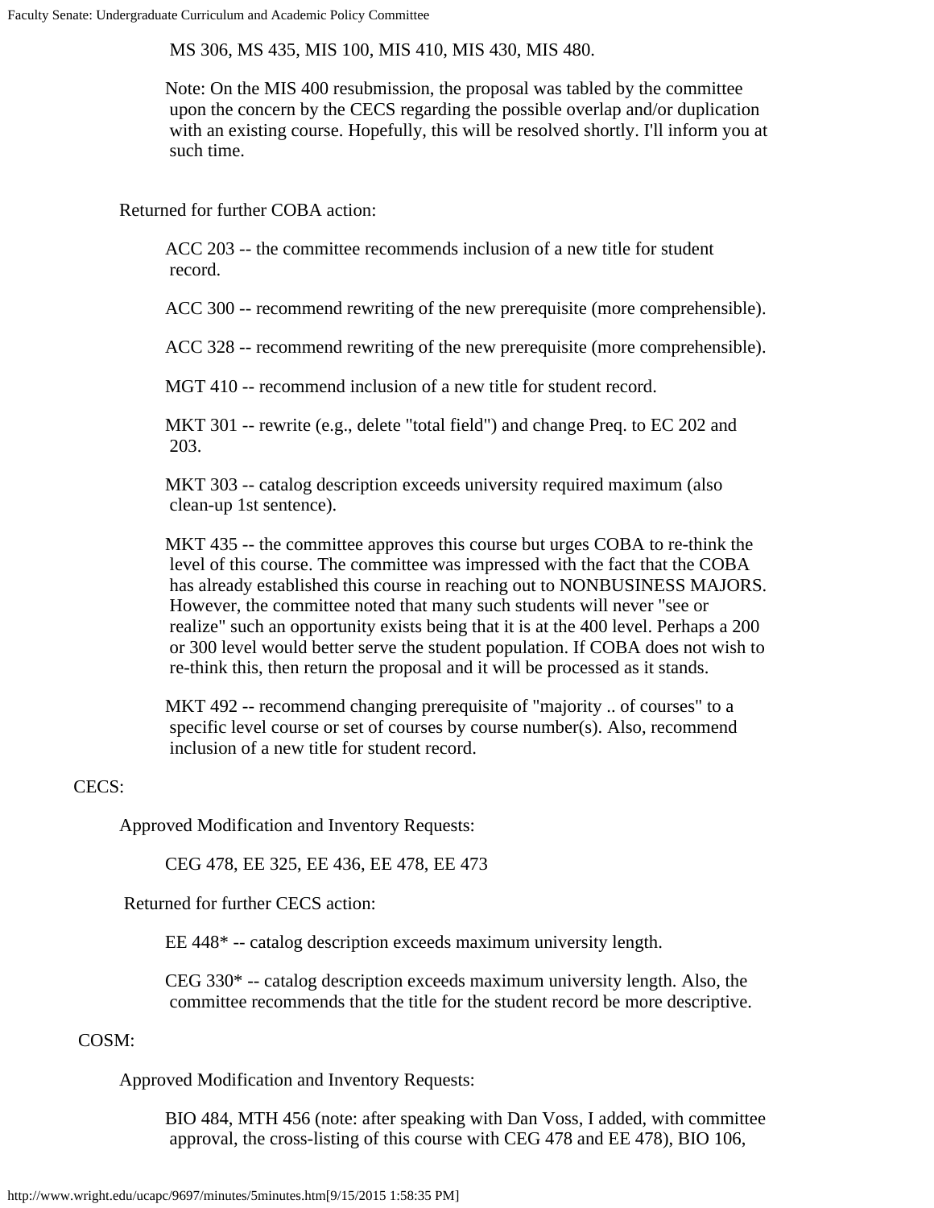MS 306, MS 435, MIS 100, MIS 410, MIS 430, MIS 480.

Note: On the MIS 400 resubmission, the proposal was tabled by the committee upon the concern by the CECS regarding the possible overlap and/or duplication with an existing course. Hopefully, this will be resolved shortly. I'll inform you at such time.

Returned for further COBA action:

ACC 203 -- the committee recommends inclusion of a new title for student record.

ACC 300 -- recommend rewriting of the new prerequisite (more comprehensible).

ACC 328 -- recommend rewriting of the new prerequisite (more comprehensible).

MGT 410 -- recommend inclusion of a new title for student record.

MKT 301 -- rewrite (e.g., delete "total field") and change Preq. to EC 202 and 203.

MKT 303 -- catalog description exceeds university required maximum (also clean-up 1st sentence).

MKT 435 -- the committee approves this course but urges COBA to re-think the level of this course. The committee was impressed with the fact that the COBA has already established this course in reaching out to NONBUSINESS MAJORS. However, the committee noted that many such students will never "see or realize" such an opportunity exists being that it is at the 400 level. Perhaps a 200 or 300 level would better serve the student population. If COBA does not wish to re-think this, then return the proposal and it will be processed as it stands.

MKT 492 -- recommend changing prerequisite of "majority .. of courses" to a specific level course or set of courses by course number(s). Also, recommend inclusion of a new title for student record.

CECS:

Approved Modification and Inventory Requests:

CEG 478, EE 325, EE 436, EE 478, EE 473

Returned for further CECS action:

EE 448* -- catalog description exceeds maximum university length.

CEG 330* -- catalog description exceeds maximum university length. Also, the committee recommends that the title for the student record be more descriptive.

COSM:

Approved Modification and Inventory Requests:

BIO 484, MTH 456 (note: after speaking with Dan Voss, I added, with committee approval, the cross-listing of this course with CEG 478 and EE 478), BIO 106,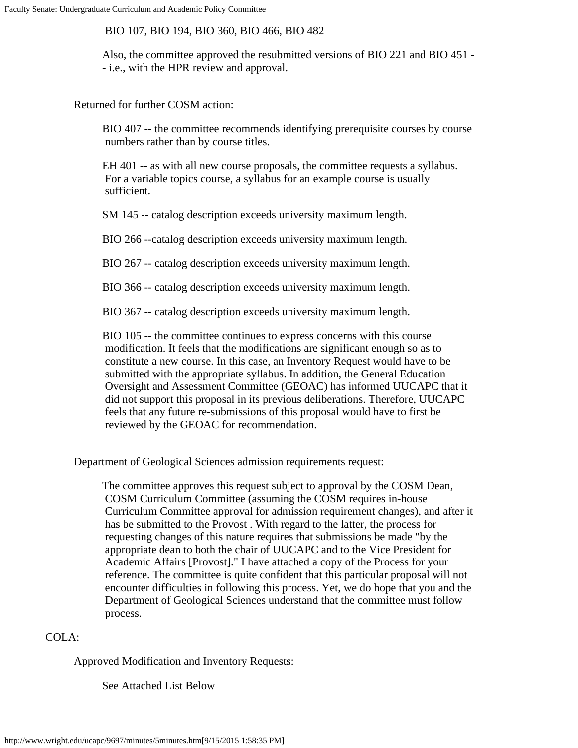BIO 107, BIO 194, BIO 360, BIO 466, BIO 482

Also, the committee approved the resubmitted versions of BIO 221 and BIO 451 -- i.e., with the HPR review and approval.

Returned for further COSM action:

BIO 407 -- the committee recommends identifying prerequisite courses by course numbers rather than by course titles.

EH 401 -- as with all new course proposals, the committee requests a syllabus. For a variable topics course, a syllabus for an example course is usually sufficient.

SM 145 -- catalog description exceeds university maximum length.

BIO 266 --catalog description exceeds university maximum length.

BIO 267 -- catalog description exceeds university maximum length.

BIO 366 -- catalog description exceeds university maximum length.

BIO 367 -- catalog description exceeds university maximum length.

BIO 105 -- the committee continues to express concerns with this course modification. It feels that the modifications are significant enough so as to constitute a new course. In this case, an Inventory Request would have to be submitted with the appropriate syllabus. In addition, the General Education Oversight and Assessment Committee (GEOAC) has informed UUCAPC that it did not support this proposal in its previous deliberations. Therefore, UUCAPC feels that any future re-submissions of this proposal would have to first be reviewed by the GEOAC for recommendation.

Department of Geological Sciences admission requirements request:

The committee approves this request subject to approval by the COSM Dean, COSM Curriculum Committee (assuming the COSM requires in-house Curriculum Committee approval for admission requirement changes), and after it has be submitted to the Provost . With regard to the latter, the process for requesting changes of this nature requires that submissions be made "by the appropriate dean to both the chair of UUCAPC and to the Vice President for Academic Affairs [Provost]." I have attached a copy of the Process for your reference. The committee is quite confident that this particular proposal will not encounter difficulties in following this process. Yet, we do hope that you and the Department of Geological Sciences understand that the committee must follow process.

COLA:

Approved Modification and Inventory Requests:

See Attached List Below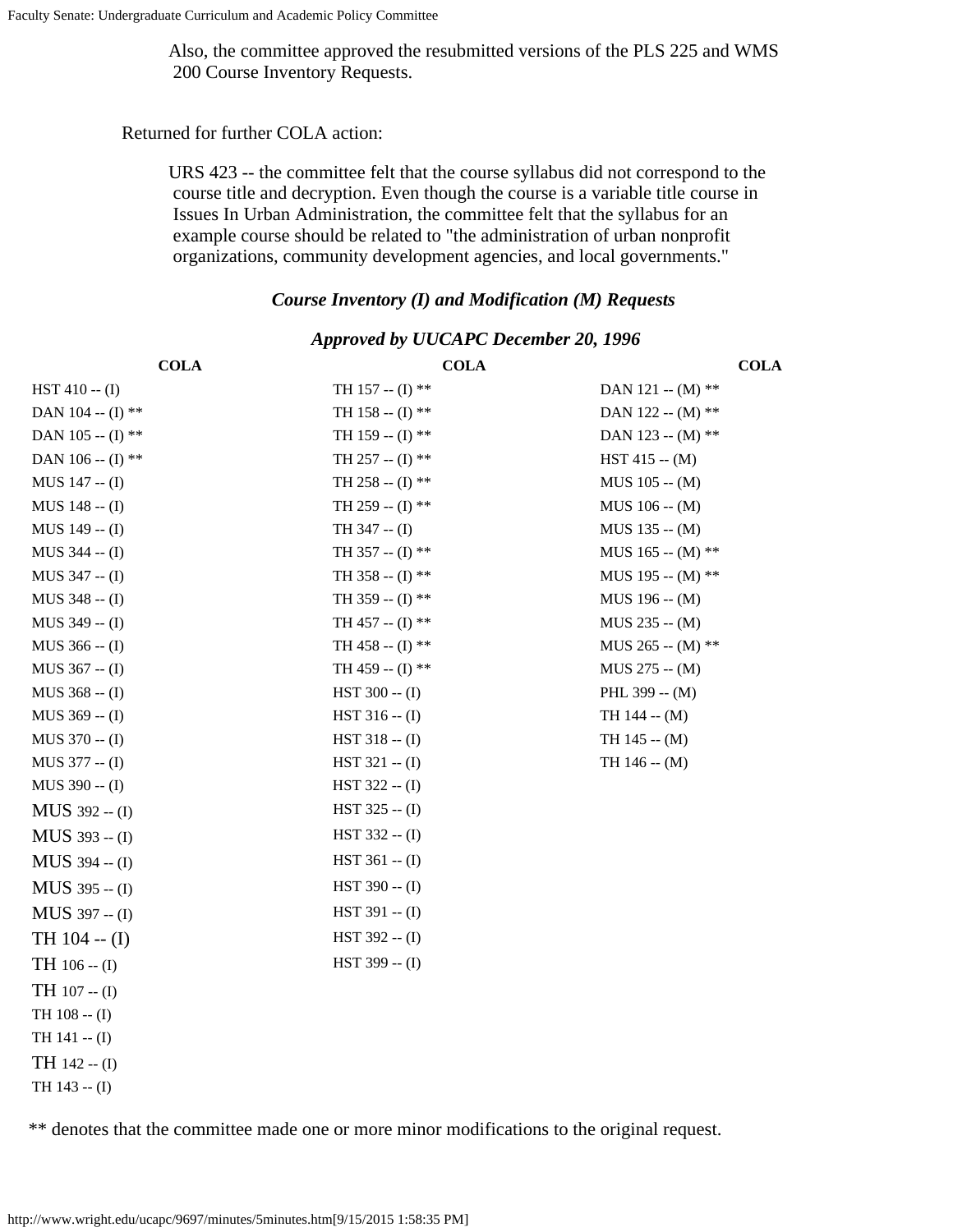Also, the committee approved the resubmitted versions of the PLS 225 and WMS 200 Course Inventory Requests.

Returned for further COLA action:

URS 423 -- the committee felt that the course syllabus did not correspond to the course title and decryption. Even though the course is a variable title course in Issues In Urban Administration, the committee felt that the syllabus for an example course should be related to "the administration of urban nonprofit organizations, community development agencies, and local governments."

### *Course Inventory (I) and Modification (M) Requests*

### *Approved by UUCAPC December 20, 1996*

| COLA | COLA | COLA |
|---|---|---|
| HST 410 -- (I) | TH 157 -- (I) ** | DAN 121 -- (M) ** |
| DAN 104 -- (I) ** | TH 158 -- (I) ** | DAN 122 -- (M) ** |
| DAN 105 -- (I) ** | TH 159 -- (I) ** | DAN 123 -- (M) ** |
| DAN 106 -- (I) ** | TH 257 -- (I) ** | HST 415 -- (M) |
| MUS 147 -- (I) | TH 258 -- (I) ** | MUS 105 -- (M) |
| MUS 148 -- (I) | TH 259 -- (I) ** | MUS 106 -- (M) |
| MUS 149 -- (I) | TH 347 -- (I) | MUS 135 -- (M) |
| MUS 344 -- (I) | TH 357 -- (I) ** | MUS 165 -- (M) ** |
| MUS 347 -- (I) | TH 358 -- (I) ** | MUS 195 -- (M) ** |
| MUS 348 -- (I) | TH 359 -- (I) ** | MUS 196 -- (M) |
| MUS 349 -- (I) | TH 457 -- (I) ** | MUS 235 -- (M) |
| MUS 366 -- (I) | TH 458 -- (I) ** | MUS 265 -- (M) ** |
| MUS 367 -- (I) | TH 459 -- (I) ** | MUS 275 -- (M) |
| MUS 368 -- (I) | HST 300 -- (I) | PHL 399 -- (M) |
| MUS 369 -- (I) | HST 316 -- (I) | TH 144 -- (M) |
| MUS 370 -- (I) | HST 318 -- (I) | TH 145 -- (M) |
| MUS 377 -- (I) | HST 321 -- (I) | TH 146 -- (M) |
| MUS 390 -- (I) | HST 322 -- (I) | |
| MUS 392 -- (I) | HST 325 -- (I) | |
| MUS 393 -- (I) | HST 332 -- (I) | |
| MUS 394 -- (I) | HST 361 -- (I) | |
| MUS 395 -- (I) | HST 390 -- (I) | |
| MUS 397 -- (I) | HST 391 -- (I) | |
| TH 104 -- (I) | HST 392 -- (I) | |
| TH 106 -- (I) | HST 399 -- (I) | |
| TH 107 -- (I) | | |
| TH 108 -- (I) | | |
| TH 141 -- (I) | | |
| TH 142 -- (I) | | |
| TH 143 -- (I) | | |

** denotes that the committee made one or more minor modifications to the original request.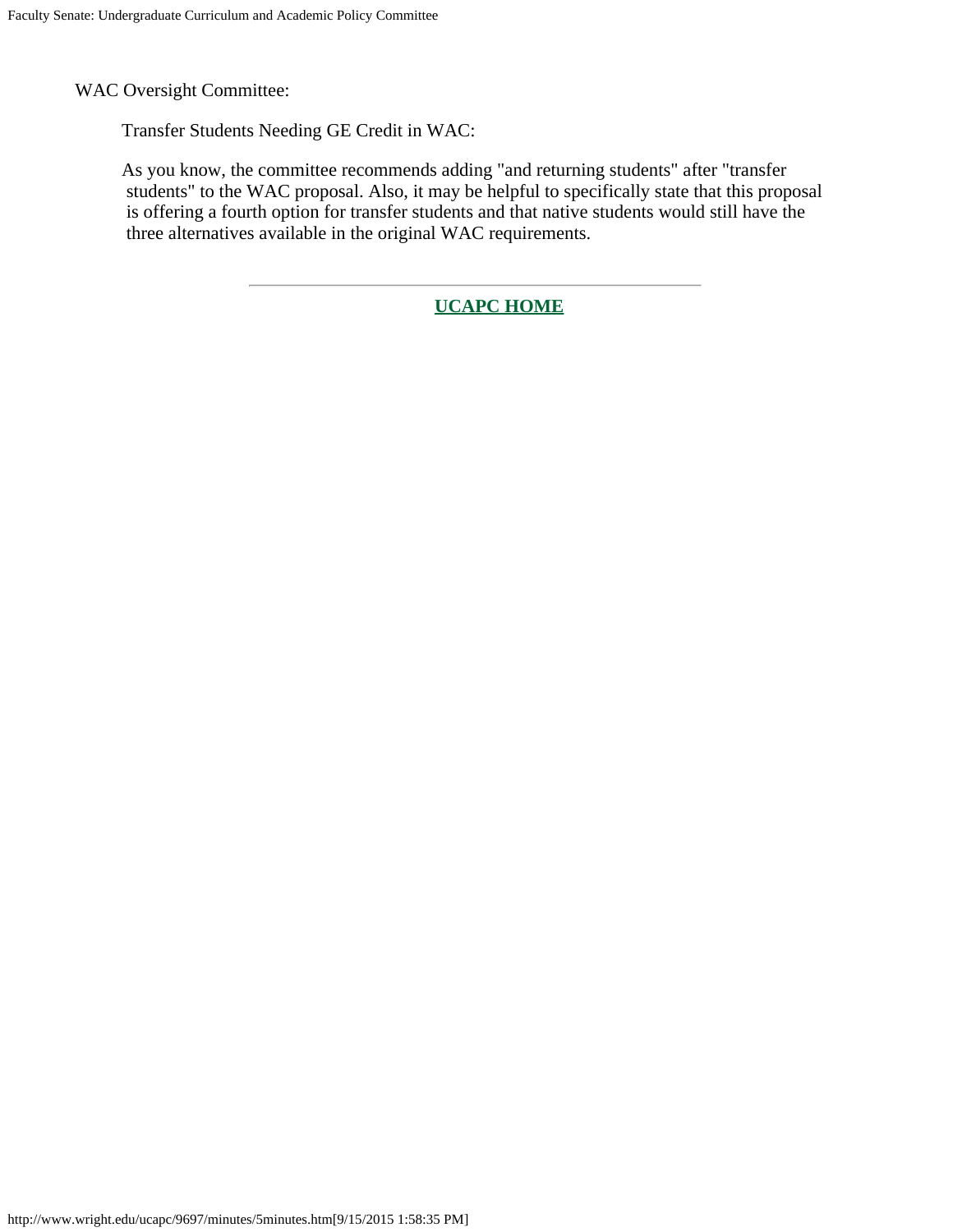WAC Oversight Committee:

Transfer Students Needing GE Credit in WAC:

As you know, the committee recommends adding "and returning students" after "transfer students" to the WAC proposal. Also, it may be helpful to specifically state that this proposal is offering a fourth option for transfer students and that native students would still have the three alternatives available in the original WAC requirements.

---

**UCAPC HOME**